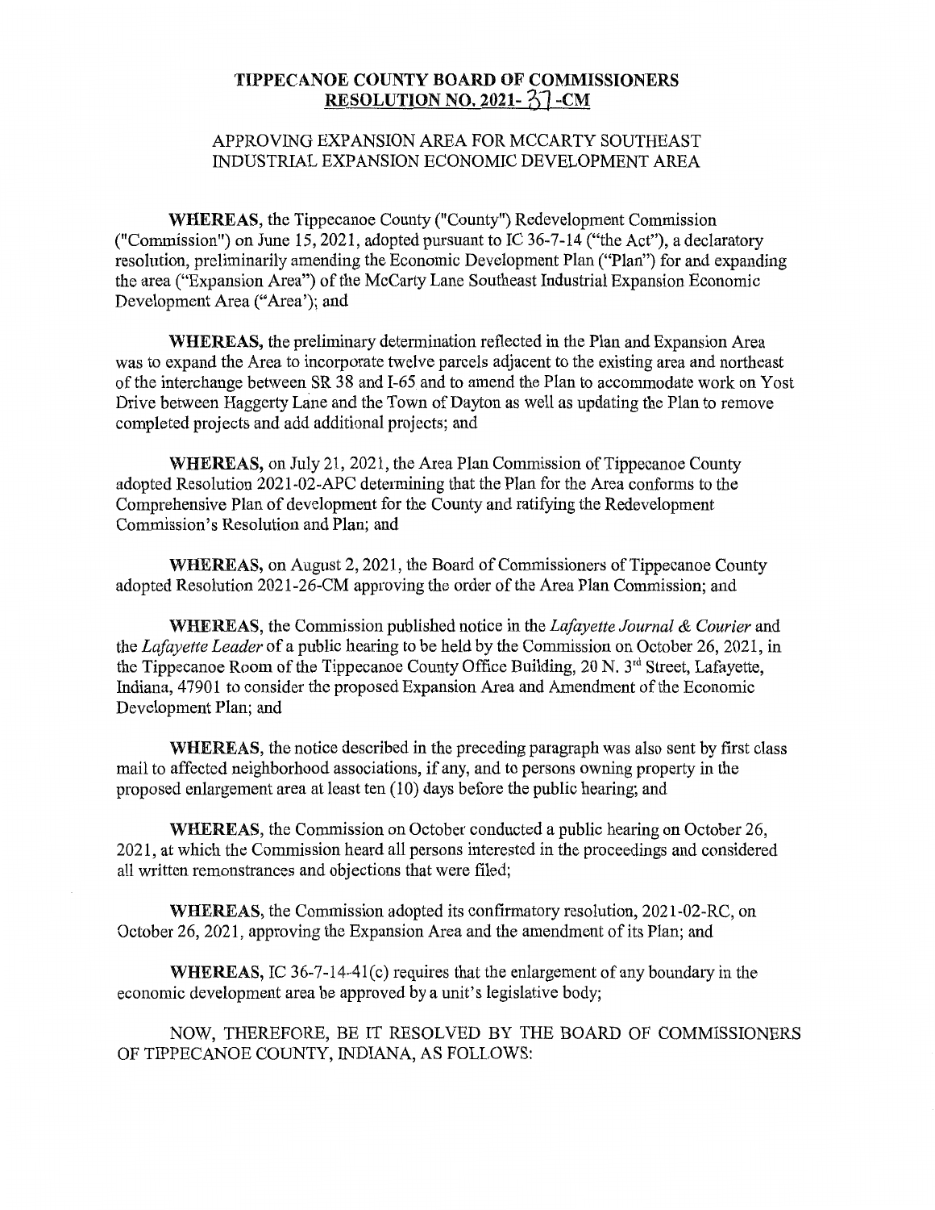**TIPPECANOE COUNTY BOARD OF COMMISSIONERS**
**RESOLUTION NO. 2021- 37 -CM**

APPROVING EXPANSION AREA FOR MCCARTY SOUTHEAST INDUSTRIAL EXPANSION ECONOMIC DEVELOPMENT AREA

**WHEREAS,** the Tippecanoe County ("County") Redevelopment Commission ("Commission") on June 15, 2021, adopted pursuant to IC 36-7-14 ("the Act"), a declaratory resolution, preliminarily amending the Economic Development Plan ("Plan") for and expanding the area ("Expansion Area") of the McCarty Lane Southeast Industrial Expansion Economic Development Area ("Area'); and

**WHEREAS,** the preliminary determination reflected in the Plan and Expansion Area was to expand the Area to incorporate twelve parcels adjacent to the existing area and northeast of the interchange between SR 38 and I-65 and to amend the Plan to accommodate work on Yost Drive between Haggerty Lane and the Town of Dayton as well as updating the Plan to remove completed projects and add additional projects; and

**WHEREAS,** on July 21, 2021, the Area Plan Commission of Tippecanoe County adopted Resolution 2021-02-APC determining that the Plan for the Area conforms to the Comprehensive Plan of development for the County and ratifying the Redevelopment Commission's Resolution and Plan; and

**WHEREAS,** on August 2, 2021, the Board of Commissioners of Tippecanoe County adopted Resolution 2021-26-CM approving the order of the Area Plan Commission; and

**WHEREAS,** the Commission published notice in the *Lafayette Journal & Courier* and the *Lafayette Leader* of a public hearing to be held by the Commission on October 26, 2021, in the Tippecanoe Room of the Tippecanoe County Office Building, 20 N. 3rd Street, Lafayette, Indiana, 47901 to consider the proposed Expansion Area and Amendment of the Economic Development Plan; and

**WHEREAS,** the notice described in the preceding paragraph was also sent by first class mail to affected neighborhood associations, if any, and to persons owning property in the proposed enlargement area at least ten (10) days before the public hearing; and

**WHEREAS,** the Commission on October conducted a public hearing on October 26, 2021, at which the Commission heard all persons interested in the proceedings and considered all written remonstrances and objections that were filed;

**WHEREAS,** the Commission adopted its confirmatory resolution, 2021-02-RC, on October 26, 2021, approving the Expansion Area and the amendment of its Plan; and

**WHEREAS,** IC 36-7-14-41(c) requires that the enlargement of any boundary in the economic development area be approved by a unit's legislative body;

NOW, THEREFORE, BE IT RESOLVED BY THE BOARD OF COMMISSIONERS OF TIPPECANOE COUNTY, INDIANA, AS FOLLOWS: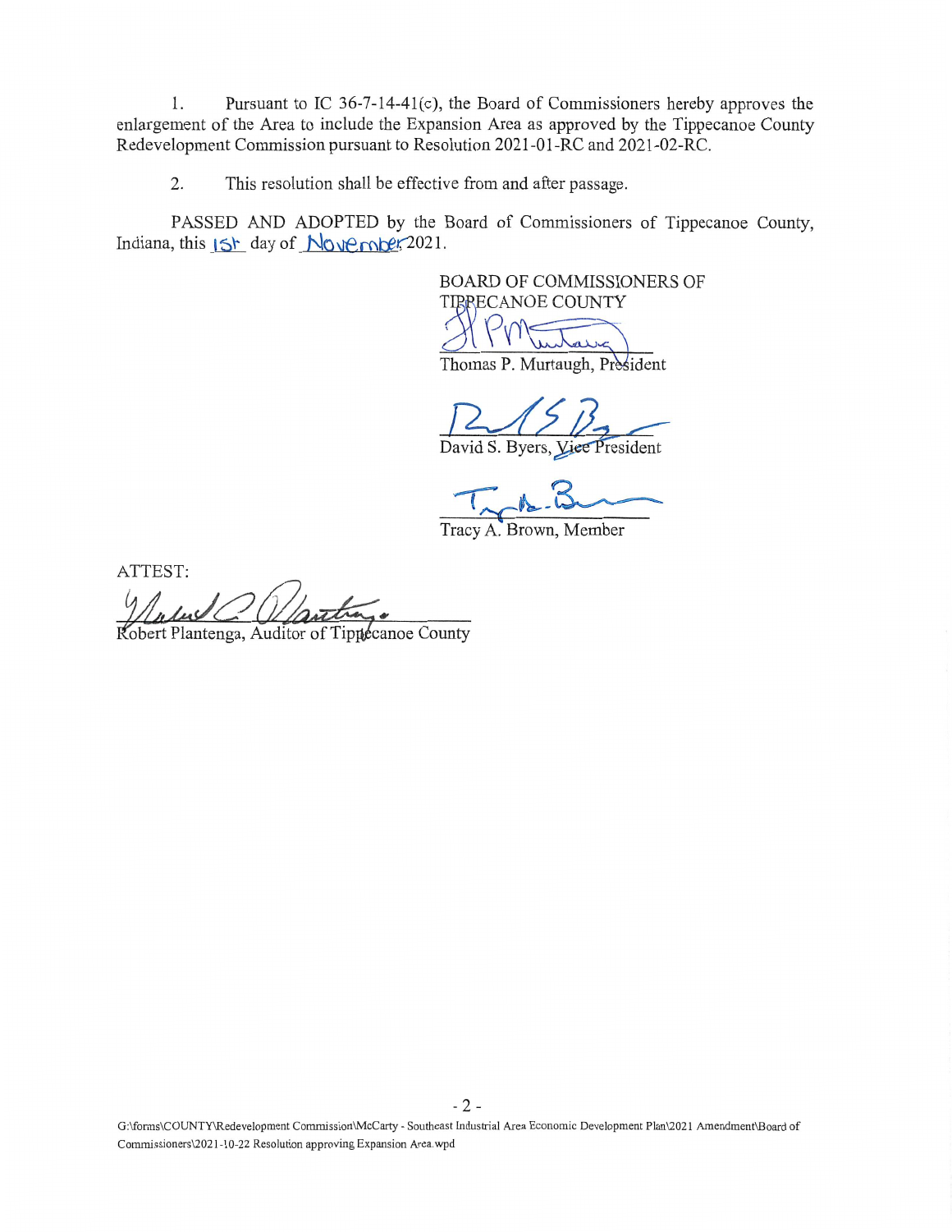1. Pursuant to IC 36-7-14-41(c), the Board of Commissioners hereby approves the enlargement of the Area to include the Expansion Area as approved by the Tippecanoe County Redevelopment Commission pursuant to Resolution 2021-01-RC and 2021-02-RC.

2. This resolution shall be effective from and after passage.

PASSED AND ADOPTED by the Board of Commissioners of Tippecanoe County, Indiana, this 1st day of November 2021.

BOARD OF COMMISSIONERS OF TIPPECANOE COUNTY

Thomas P. Murtaugh, President

David S. Byers, Vice President

Tracy A. Brown, Member

ATTEST:

Robert Plantenga, Auditor of Tippecanoe County

G:\forms\COUNTY\Redevelopment Commission\McCarty - Southeast Industrial Area Economic Development Plan\2021 Amendment\Board of Commissioners\2021-10-22 Resolution approving Expansion Area.wpd